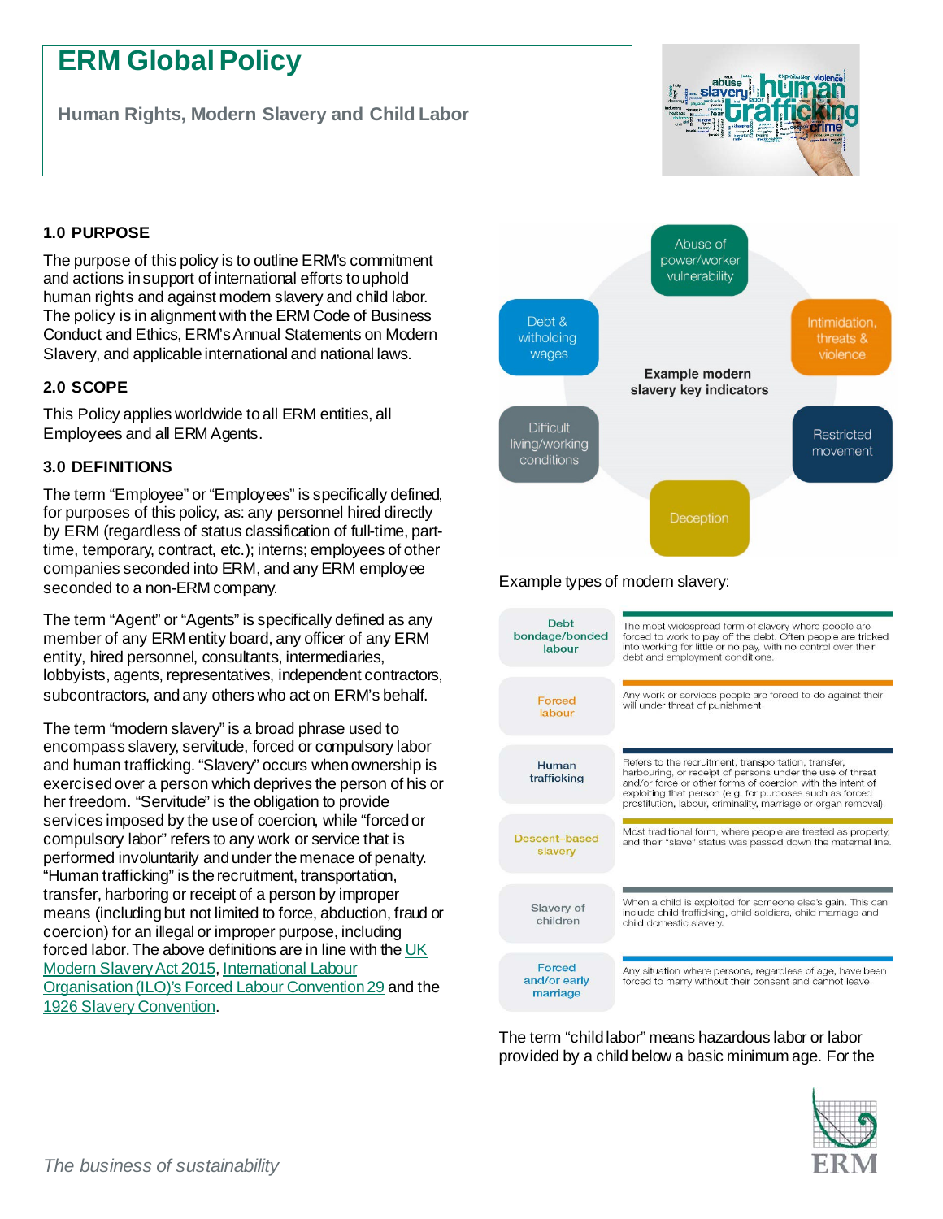# ERM Global Policy

**Human Rights, Modern Slavery and Child Labor**

### 1.0 PURPOSE

The purpose of this policy is to outline ERM's commitment and actions in support of international efforts to uphold human rights and against modern slavery and child labor. The policy is in alignment with the ERM Code of Business Conduct and Ethics, ERM's Annual Statements on Modern Slavery, and applicable international and national laws.

### 2.0 SCOPE

This Policy applies worldwide to all ERM entities, all Employees and all ERM Agents.

### 3.0 DEFINITIONS

The term "Employee" or "Employees" is specifically defined, for purposes of this policy, as: any personnel hired directly by ERM (regardless of status classification of full-time, part-time, temporary, contract, etc.); interns; employees of other companies seconded into ERM, and any ERM employee seconded to a non-ERM company.

The term "Agent" or "Agents" is specifically defined as any member of any ERM entity board, any officer of any ERM entity, hired personnel, consultants, intermediaries, lobbyists, agents, representatives, independent contractors, subcontractors, and any others who act on ERM's behalf.

The term "modern slavery" is a broad phrase used to encompass slavery, servitude, forced or compulsory labor and human trafficking. "Slavery" occurs when ownership is exercised over a person which deprives the person of his or her freedom. "Servitude" is the obligation to provide services imposed by the use of coercion, while "forced or compulsory labor" refers to any work or service that is performed involuntarily and under the menace of penalty. "Human trafficking" is the recruitment, transportation, transfer, harboring or receipt of a person by improper means (including but not limited to force, abduction, fraud or coercion) for an illegal or improper purpose, including forced labor. The above definitions are in line with the UK Modern Slavery Act 2015, International Labour Organisation (ILO)'s Forced Labour Convention 29 and the 1926 Slavery Convention.

**Example modern slavery key indicators**

- Abuse of power/worker vulnerability
- Intimidation, threats & violence
- Restricted movement
- Deception
- Difficult living/working conditions
- Debt & witholding wages

Example types of modern slavery:

| Type | Description |
|---|---|
| Debt bondage/bonded labour | The most widespread form of slavery where people are forced to work to pay off the debt. Often people are tricked into working for little or no pay, with no control over their debt and employment conditions. |
| Forced labour | Any work or services people are forced to do against their will under threat of punishment. |
| Human trafficking | Refers to the recruitment, transportation, transfer, harbouring, or receipt of persons under the use of threat and/or force or other forms of coercion with the intent of exploiting that person (e.g. for purposes such as forced prostitution, labour, criminality, marriage or organ removal). |
| Descent-based slavery | Most traditional form, where people are treated as property, and their "slave" status was passed down the maternal line. |
| Slavery of children | When a child is exploited for someone else's gain. This can include child trafficking, child soldiers, child marriage and child domestic slavery. |
| Forced and/or early marriage | Any situation where persons, regardless of age, have been forced to marry without their consent and cannot leave. |

The term "child labor" means hazardous labor or labor provided by a child below a basic minimum age. For the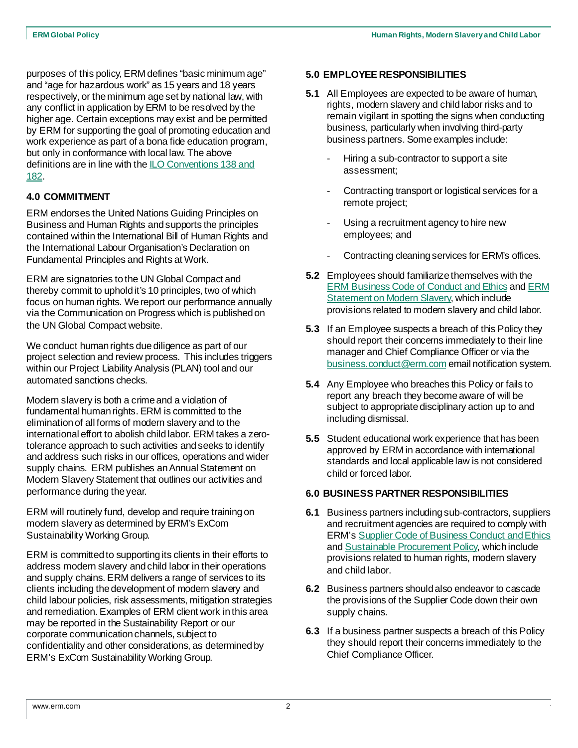purposes of this policy, ERM defines "basic minimum age" and "age for hazardous work" as 15 years and 18 years respectively, or the minimum age set by national law, with any conflict in application by ERM to be resolved by the higher age. Certain exceptions may exist and be permitted by ERM for supporting the goal of promoting education and work experience as part of a bona fide education program, but only in conformance with local law. The above definitions are in line with the ILO Conventions 138 and 182.

## 4.0 COMMITMENT

ERM endorses the United Nations Guiding Principles on Business and Human Rights and supports the principles contained within the International Bill of Human Rights and the International Labour Organisation's Declaration on Fundamental Principles and Rights at Work.

ERM are signatories to the UN Global Compact and thereby commit to uphold it's 10 principles, two of which focus on human rights. We report our performance annually via the Communication on Progress which is published on the UN Global Compact website.

We conduct human rights due diligence as part of our project selection and review process. This includes triggers within our Project Liability Analysis (PLAN) tool and our automated sanctions checks.

Modern slavery is both a crime and a violation of fundamental human rights. ERM is committed to the elimination of all forms of modern slavery and to the international effort to abolish child labor. ERM takes a zero-tolerance approach to such activities and seeks to identify and address such risks in our offices, operations and wider supply chains. ERM publishes an Annual Statement on Modern Slavery Statement that outlines our activities and performance during the year.

ERM will routinely fund, develop and require training on modern slavery as determined by ERM's ExCom Sustainability Working Group.

ERM is committed to supporting its clients in their efforts to address modern slavery and child labor in their operations and supply chains. ERM delivers a range of services to its clients including the development of modern slavery and child labour policies, risk assessments, mitigation strategies and remediation. Examples of ERM client work in this area may be reported in the Sustainability Report or our corporate communication channels, subject to confidentiality and other considerations, as determined by ERM's ExCom Sustainability Working Group.

## 5.0 EMPLOYEE RESPONSIBILITIES

**5.1** All Employees are expected to be aware of human, rights, modern slavery and child labor risks and to remain vigilant in spotting the signs when conducting business, particularly when involving third-party business partners. Some examples include:

- Hiring a sub-contractor to support a site assessment;
- Contracting transport or logistical services for a remote project;
- Using a recruitment agency to hire new employees; and
- Contracting cleaning services for ERM's offices.

**5.2** Employees should familiarize themselves with the ERM Business Code of Conduct and Ethics and ERM Statement on Modern Slavery, which include provisions related to modern slavery and child labor.

**5.3** If an Employee suspects a breach of this Policy they should report their concerns immediately to their line manager and Chief Compliance Officer or via the business.conduct@erm.com email notification system.

**5.4** Any Employee who breaches this Policy or fails to report any breach they become aware of will be subject to appropriate disciplinary action up to and including dismissal.

**5.5** Student educational work experience that has been approved by ERM in accordance with international standards and local applicable law is not considered child or forced labor.

## 6.0 BUSINESS PARTNER RESPONSIBILITIES

**6.1** Business partners including sub-contractors, suppliers and recruitment agencies are required to comply with ERM's Supplier Code of Business Conduct and Ethics and Sustainable Procurement Policy, which include provisions related to human rights, modern slavery and child labor.

**6.2** Business partners should also endeavor to cascade the provisions of the Supplier Code down their own supply chains.

**6.3** If a business partner suspects a breach of this Policy they should report their concerns immediately to the Chief Compliance Officer.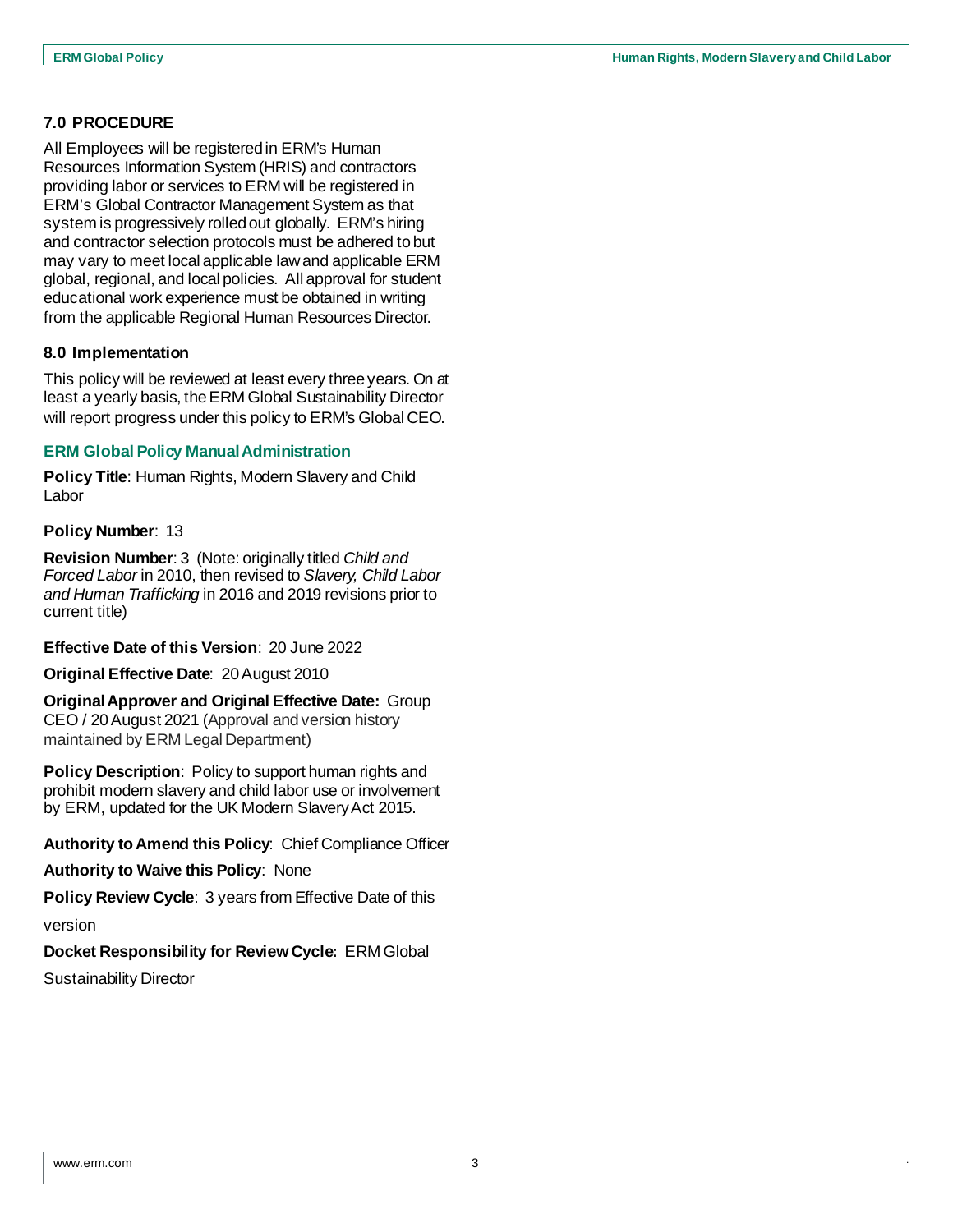## 7.0 PROCEDURE

All Employees will be registered in ERM's Human Resources Information System (HRIS) and contractors providing labor or services to ERM will be registered in ERM's Global Contractor Management System as that system is progressively rolled out globally. ERM's hiring and contractor selection protocols must be adhered to but may vary to meet local applicable law and applicable ERM global, regional, and local policies. All approval for student educational work experience must be obtained in writing from the applicable Regional Human Resources Director.

## 8.0 Implementation

This policy will be reviewed at least every three years. On at least a yearly basis, the ERM Global Sustainability Director will report progress under this policy to ERM's Global CEO.

### ERM Global Policy Manual Administration

**Policy Title**: Human Rights, Modern Slavery and Child Labor

**Policy Number**: 13

**Revision Number**: 3 (Note: originally titled *Child and Forced Labor* in 2010, then revised to *Slavery, Child Labor and Human Trafficking* in 2016 and 2019 revisions prior to current title)

**Effective Date of this Version**: 20 June 2022

**Original Effective Date**: 20 August 2010

**Original Approver and Original Effective Date:** Group CEO / 20 August 2021 (Approval and version history maintained by ERM Legal Department)

**Policy Description**: Policy to support human rights and prohibit modern slavery and child labor use or involvement by ERM, updated for the UK Modern Slavery Act 2015.

**Authority to Amend this Policy**: Chief Compliance Officer

**Authority to Waive this Policy**: None

**Policy Review Cycle**: 3 years from Effective Date of this version

**Docket Responsibility for Review Cycle:** ERM Global Sustainability Director